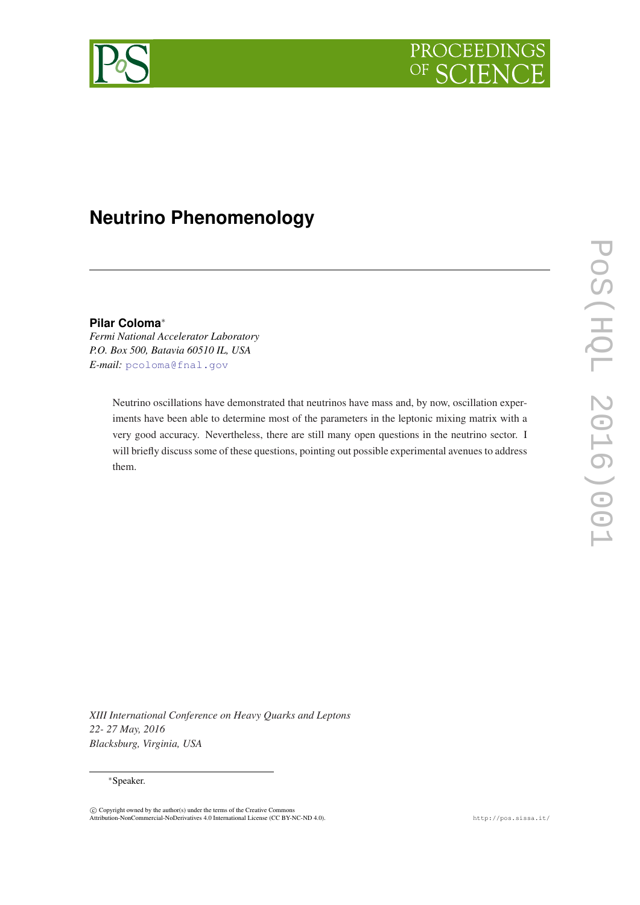# Neutrino Phenomenology

**Pilar Coloma***
*Fermi National Accelerator Laboratory*
*P.O. Box 500, Batavia 60510 IL, USA*
*E-mail:* pcoloma@fnal.gov

Neutrino oscillations have demonstrated that neutrinos have mass and, by now, oscillation experiments have been able to determine most of the parameters in the leptonic mixing matrix with a very good accuracy. Nevertheless, there are still many open questions in the neutrino sector. I will briefly discuss some of these questions, pointing out possible experimental avenues to address them.

*XIII International Conference on Heavy Quarks and Leptons*
*22- 27 May, 2016*
*Blacksburg, Virginia, USA*

*Speaker.

© Copyright owned by the author(s) under the terms of the Creative Commons Attribution-NonCommercial-NoDerivatives 4.0 International License (CC BY-NC-ND 4.0).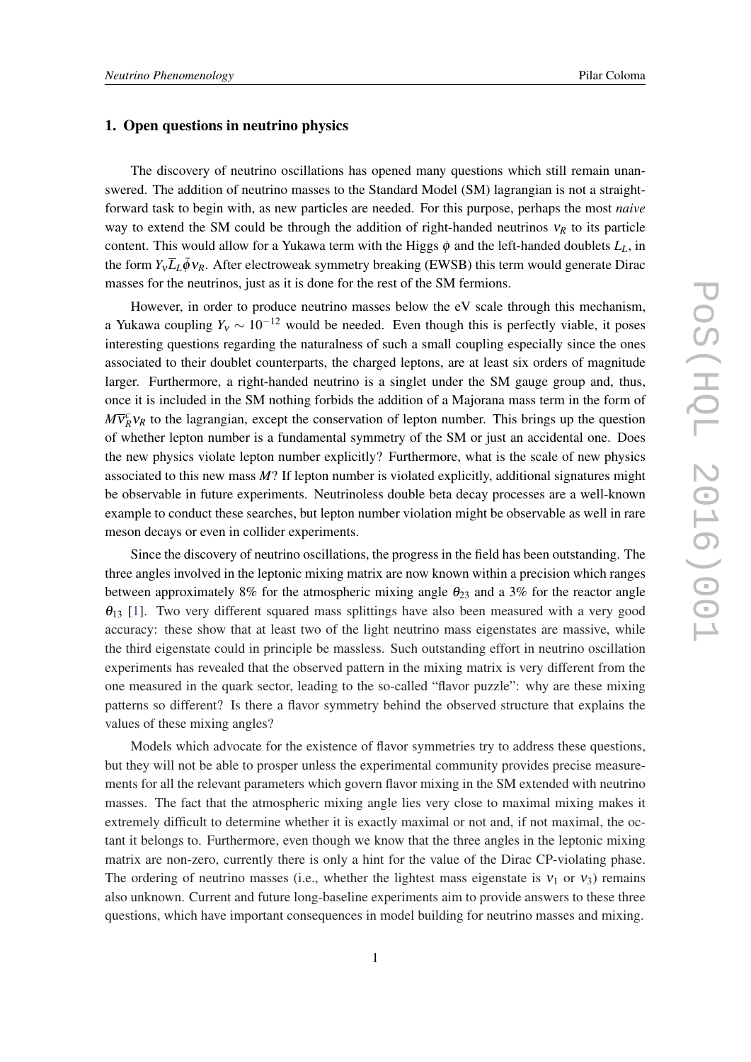## 1. Open questions in neutrino physics

The discovery of neutrino oscillations has opened many questions which still remain unanswered. The addition of neutrino masses to the Standard Model (SM) lagrangian is not a straightforward task to begin with, as new particles are needed. For this purpose, perhaps the most *naive* way to extend the SM could be through the addition of right-handed neutrinos $\nu_R$ to its particle content. This would allow for a Yukawa term with the Higgs $\phi$ and the left-handed doublets $L_L$, in the form $Y_\nu \overline{L}_L \tilde{\phi} \nu_R$. After electroweak symmetry breaking (EWSB) this term would generate Dirac masses for the neutrinos, just as it is done for the rest of the SM fermions.

However, in order to produce neutrino masses below the eV scale through this mechanism, a Yukawa coupling $Y_\nu \sim 10^{-12}$ would be needed. Even though this is perfectly viable, it poses interesting questions regarding the naturalness of such a small coupling especially since the ones associated to their doublet counterparts, the charged leptons, are at least six orders of magnitude larger. Furthermore, a right-handed neutrino is a singlet under the SM gauge group and, thus, once it is included in the SM nothing forbids the addition of a Majorana mass term in the form of $M\overline{\nu}_R^c \nu_R$ to the lagrangian, except the conservation of lepton number. This brings up the question of whether lepton number is a fundamental symmetry of the SM or just an accidental one. Does the new physics violate lepton number explicitly? Furthermore, what is the scale of new physics associated to this new mass $M$? If lepton number is violated explicitly, additional signatures might be observable in future experiments. Neutrinoless double beta decay processes are a well-known example to conduct these searches, but lepton number violation might be observable as well in rare meson decays or even in collider experiments.

Since the discovery of neutrino oscillations, the progress in the field has been outstanding. The three angles involved in the leptonic mixing matrix are now known within a precision which ranges between approximately 8% for the atmospheric mixing angle $\theta_{23}$ and a 3% for the reactor angle $\theta_{13}$ [1]. Two very different squared mass splittings have also been measured with a very good accuracy: these show that at least two of the light neutrino mass eigenstates are massive, while the third eigenstate could in principle be massless. Such outstanding effort in neutrino oscillation experiments has revealed that the observed pattern in the mixing matrix is very different from the one measured in the quark sector, leading to the so-called "flavor puzzle": why are these mixing patterns so different? Is there a flavor symmetry behind the observed structure that explains the values of these mixing angles?

Models which advocate for the existence of flavor symmetries try to address these questions, but they will not be able to prosper unless the experimental community provides precise measurements for all the relevant parameters which govern flavor mixing in the SM extended with neutrino masses. The fact that the atmospheric mixing angle lies very close to maximal mixing makes it extremely difficult to determine whether it is exactly maximal or not and, if not maximal, the octant it belongs to. Furthermore, even though we know that the three angles in the leptonic mixing matrix are non-zero, currently there is only a hint for the value of the Dirac CP-violating phase. The ordering of neutrino masses (i.e., whether the lightest mass eigenstate is $\nu_1$ or $\nu_3$) remains also unknown. Current and future long-baseline experiments aim to provide answers to these three questions, which have important consequences in model building for neutrino masses and mixing.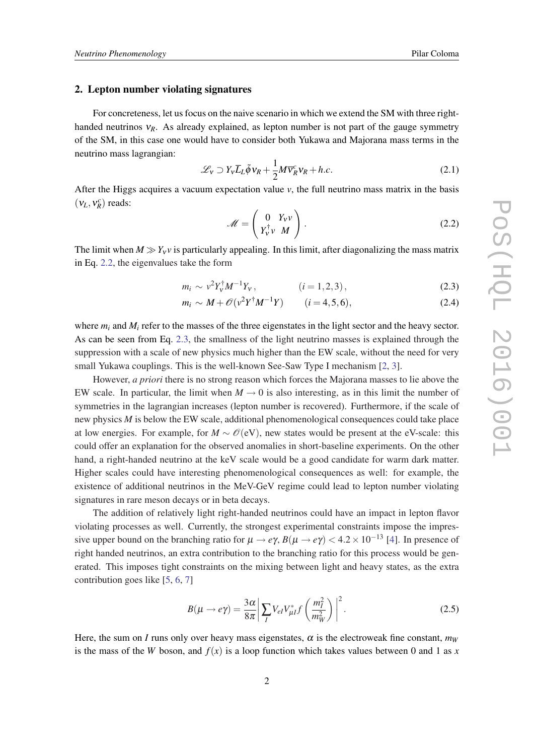## 2. Lepton number violating signatures

For concreteness, let us focus on the naive scenario in which we extend the SM with three right-handed neutrinos $\nu_R$. As already explained, as lepton number is not part of the gauge symmetry of the SM, in this case one would have to consider both Yukawa and Majorana mass terms in the neutrino mass lagrangian:

$$\mathscr{L}_\nu \supset Y_\nu \overline{L}_L \tilde{\phi} \nu_R + \frac{1}{2} M \overline{\nu}_R^c \nu_R + h.c. \tag{2.1}$$

After the Higgs acquires a vacuum expectation value $v$, the full neutrino mass matrix in the basis $(\nu_L, \nu_R^c)$ reads:

$$\mathscr{M} = \begin{pmatrix} 0 & Y_\nu v \\ Y_\nu^\dagger v & M \end{pmatrix} . \tag{2.2}$$

The limit when $M \gg Y_\nu v$ is particularly appealing. In this limit, after diagonalizing the mass matrix in Eq. 2.2, the eigenvalues take the form

$$m_i \sim v^2 Y_\nu^\dagger M^{-1} Y_\nu , \qquad (i = 1,2,3), \tag{2.3}$$

$$m_i \sim M + \mathscr{O}(v^2 Y^\dagger M^{-1} Y) \qquad (i = 4,5,6), \tag{2.4}$$

where $m_i$ and $M_i$ refer to the masses of the three eigenstates in the light sector and the heavy sector. As can be seen from Eq. 2.3, the smallness of the light neutrino masses is explained through the suppression with a scale of new physics much higher than the EW scale, without the need for very small Yukawa couplings. This is the well-known See-Saw Type I mechanism [2, 3].

However, *a priori* there is no strong reason which forces the Majorana masses to lie above the EW scale. In particular, the limit when $M \to 0$ is also interesting, as in this limit the number of symmetries in the lagrangian increases (lepton number is recovered). Furthermore, if the scale of new physics $M$ is below the EW scale, additional phenomenological consequences could take place at low energies. For example, for $M \sim \mathscr{O}(\text{eV})$, new states would be present at the eV-scale: this could offer an explanation for the observed anomalies in short-baseline experiments. On the other hand, a right-handed neutrino at the keV scale would be a good candidate for warm dark matter. Higher scales could have interesting phenomenological consequences as well: for example, the existence of additional neutrinos in the MeV-GeV regime could lead to lepton number violating signatures in rare meson decays or in beta decays.

The addition of relatively light right-handed neutrinos could have an impact in lepton flavor violating processes as well. Currently, the strongest experimental constraints impose the impressive upper bound on the branching ratio for $\mu \to e\gamma$, $B(\mu \to e\gamma) < 4.2 \times 10^{-13}$ [4]. In presence of right handed neutrinos, an extra contribution to the branching ratio for this process would be generated. This imposes tight constraints on the mixing between light and heavy states, as the extra contribution goes like [5, 6, 7]

$$B(\mu \to e\gamma) = \frac{3\alpha}{8\pi} \left| \sum_I V_{eI} V_{\mu I}^* f\left(\frac{m_I^2}{m_W^2}\right) \right|^2 . \tag{2.5}$$

Here, the sum on $I$ runs only over heavy mass eigenstates, $\alpha$ is the electroweak fine constant, $m_W$ is the mass of the $W$ boson, and $f(x)$ is a loop function which takes values between 0 and 1 as $x$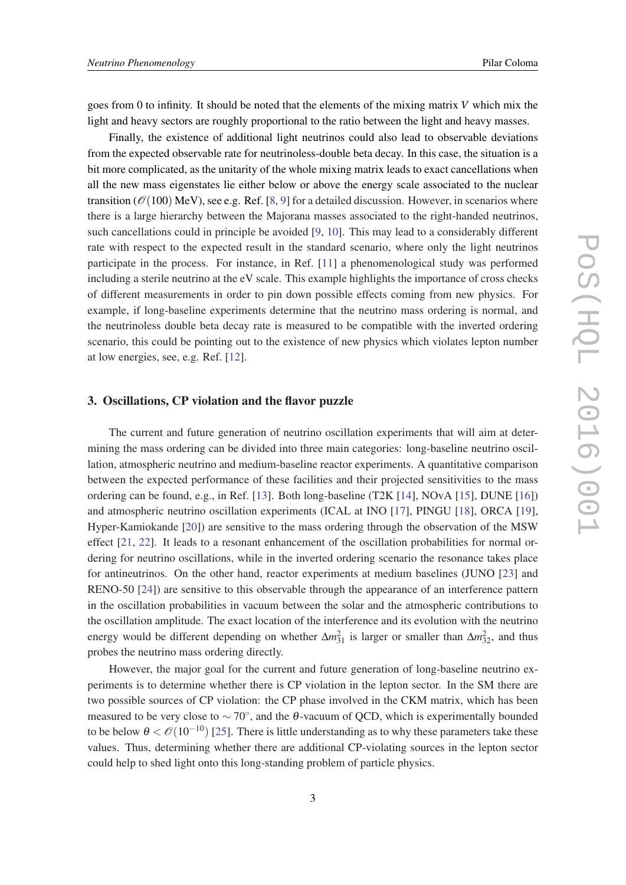goes from 0 to infinity. It should be noted that the elements of the mixing matrix $V$ which mix the light and heavy sectors are roughly proportional to the ratio between the light and heavy masses.

Finally, the existence of additional light neutrinos could also lead to observable deviations from the expected observable rate for neutrinoless-double beta decay. In this case, the situation is a bit more complicated, as the unitarity of the whole mixing matrix leads to exact cancellations when all the new mass eigenstates lie either below or above the energy scale associated to the nuclear transition ($\mathcal{O}(100)$ MeV), see e.g. Ref. [8, 9] for a detailed discussion. However, in scenarios where there is a large hierarchy between the Majorana masses associated to the right-handed neutrinos, such cancellations could in principle be avoided [9, 10]. This may lead to a considerably different rate with respect to the expected result in the standard scenario, where only the light neutrinos participate in the process. For instance, in Ref. [11] a phenomenological study was performed including a sterile neutrino at the eV scale. This example highlights the importance of cross checks of different measurements in order to pin down possible effects coming from new physics. For example, if long-baseline experiments determine that the neutrino mass ordering is normal, and the neutrinoless double beta decay rate is measured to be compatible with the inverted ordering scenario, this could be pointing out to the existence of new physics which violates lepton number at low energies, see, e.g. Ref. [12].

## 3. Oscillations, CP violation and the flavor puzzle

The current and future generation of neutrino oscillation experiments that will aim at determining the mass ordering can be divided into three main categories: long-baseline neutrino oscillation, atmospheric neutrino and medium-baseline reactor experiments. A quantitative comparison between the expected performance of these facilities and their projected sensitivities to the mass ordering can be found, e.g., in Ref. [13]. Both long-baseline (T2K [14], NOvA [15], DUNE [16]) and atmospheric neutrino oscillation experiments (ICAL at INO [17], PINGU [18], ORCA [19], Hyper-Kamiokande [20]) are sensitive to the mass ordering through the observation of the MSW effect [21, 22]. It leads to a resonant enhancement of the oscillation probabilities for normal ordering for neutrino oscillations, while in the inverted ordering scenario the resonance takes place for antineutrinos. On the other hand, reactor experiments at medium baselines (JUNO [23] and RENO-50 [24]) are sensitive to this observable through the appearance of an interference pattern in the oscillation probabilities in vacuum between the solar and the atmospheric contributions to the oscillation amplitude. The exact location of the interference and its evolution with the neutrino energy would be different depending on whether $\Delta m^2_{31}$ is larger or smaller than $\Delta m^2_{32}$, and thus probes the neutrino mass ordering directly.

However, the major goal for the current and future generation of long-baseline neutrino experiments is to determine whether there is CP violation in the lepton sector. In the SM there are two possible sources of CP violation: the CP phase involved in the CKM matrix, which has been measured to be very close to $\sim 70^\circ$, and the $\theta$-vacuum of QCD, which is experimentally bounded to be below $\theta < \mathcal{O}(10^{-10})$ [25]. There is little understanding as to why these parameters take these values. Thus, determining whether there are additional CP-violating sources in the lepton sector could help to shed light onto this long-standing problem of particle physics.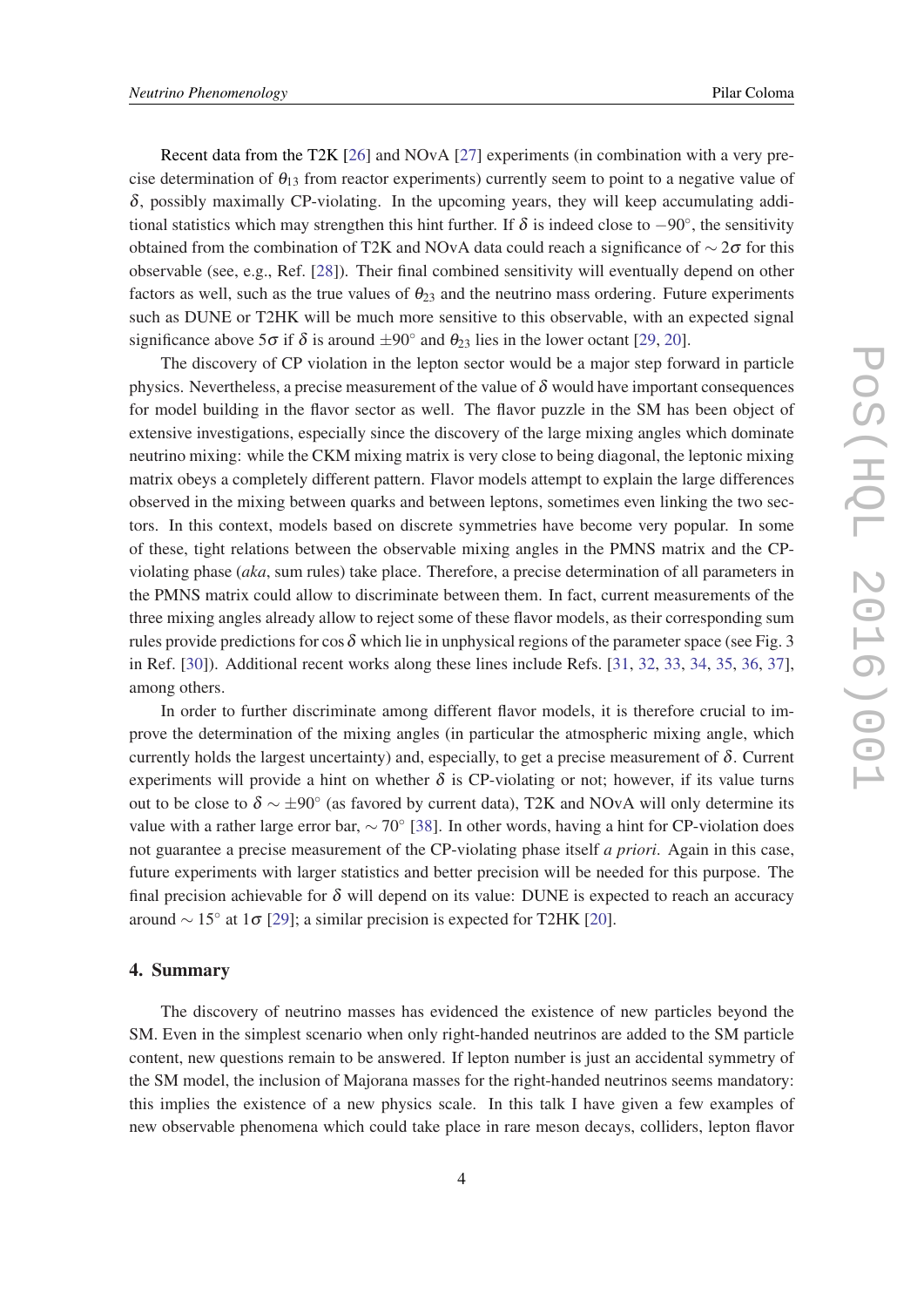Recent data from the T2K [26] and NOvA [27] experiments (in combination with a very precise determination of $\theta_{13}$ from reactor experiments) currently seem to point to a negative value of $\delta$, possibly maximally CP-violating. In the upcoming years, they will keep accumulating additional statistics which may strengthen this hint further. If $\delta$ is indeed close to $-90^{\circ}$, the sensitivity obtained from the combination of T2K and NOvA data could reach a significance of $\sim 2\sigma$ for this observable (see, e.g., Ref. [28]). Their final combined sensitivity will eventually depend on other factors as well, such as the true values of $\theta_{23}$ and the neutrino mass ordering. Future experiments such as DUNE or T2HK will be much more sensitive to this observable, with an expected signal significance above $5\sigma$ if $\delta$ is around $\pm 90^{\circ}$ and $\theta_{23}$ lies in the lower octant [29, 20].

The discovery of CP violation in the lepton sector would be a major step forward in particle physics. Nevertheless, a precise measurement of the value of $\delta$ would have important consequences for model building in the flavor sector as well. The flavor puzzle in the SM has been object of extensive investigations, especially since the discovery of the large mixing angles which dominate neutrino mixing: while the CKM mixing matrix is very close to being diagonal, the leptonic mixing matrix obeys a completely different pattern. Flavor models attempt to explain the large differences observed in the mixing between quarks and between leptons, sometimes even linking the two sectors. In this context, models based on discrete symmetries have become very popular. In some of these, tight relations between the observable mixing angles in the PMNS matrix and the CP-violating phase (*aka*, sum rules) take place. Therefore, a precise determination of all parameters in the PMNS matrix could allow to discriminate between them. In fact, current measurements of the three mixing angles already allow to reject some of these flavor models, as their corresponding sum rules provide predictions for $\cos\delta$ which lie in unphysical regions of the parameter space (see Fig. 3 in Ref. [30]). Additional recent works along these lines include Refs. [31, 32, 33, 34, 35, 36, 37], among others.

In order to further discriminate among different flavor models, it is therefore crucial to improve the determination of the mixing angles (in particular the atmospheric mixing angle, which currently holds the largest uncertainty) and, especially, to get a precise measurement of $\delta$. Current experiments will provide a hint on whether $\delta$ is CP-violating or not; however, if its value turns out to be close to $\delta \sim \pm 90^{\circ}$ (as favored by current data), T2K and NOvA will only determine its value with a rather large error bar, $\sim 70^{\circ}$ [38]. In other words, having a hint for CP-violation does not guarantee a precise measurement of the CP-violating phase itself *a priori*. Again in this case, future experiments with larger statistics and better precision will be needed for this purpose. The final precision achievable for $\delta$ will depend on its value: DUNE is expected to reach an accuracy around $\sim 15^{\circ}$ at $1\sigma$ [29]; a similar precision is expected for T2HK [20].

## 4. Summary

The discovery of neutrino masses has evidenced the existence of new particles beyond the SM. Even in the simplest scenario when only right-handed neutrinos are added to the SM particle content, new questions remain to be answered. If lepton number is just an accidental symmetry of the SM model, the inclusion of Majorana masses for the right-handed neutrinos seems mandatory: this implies the existence of a new physics scale. In this talk I have given a few examples of new observable phenomena which could take place in rare meson decays, colliders, lepton flavor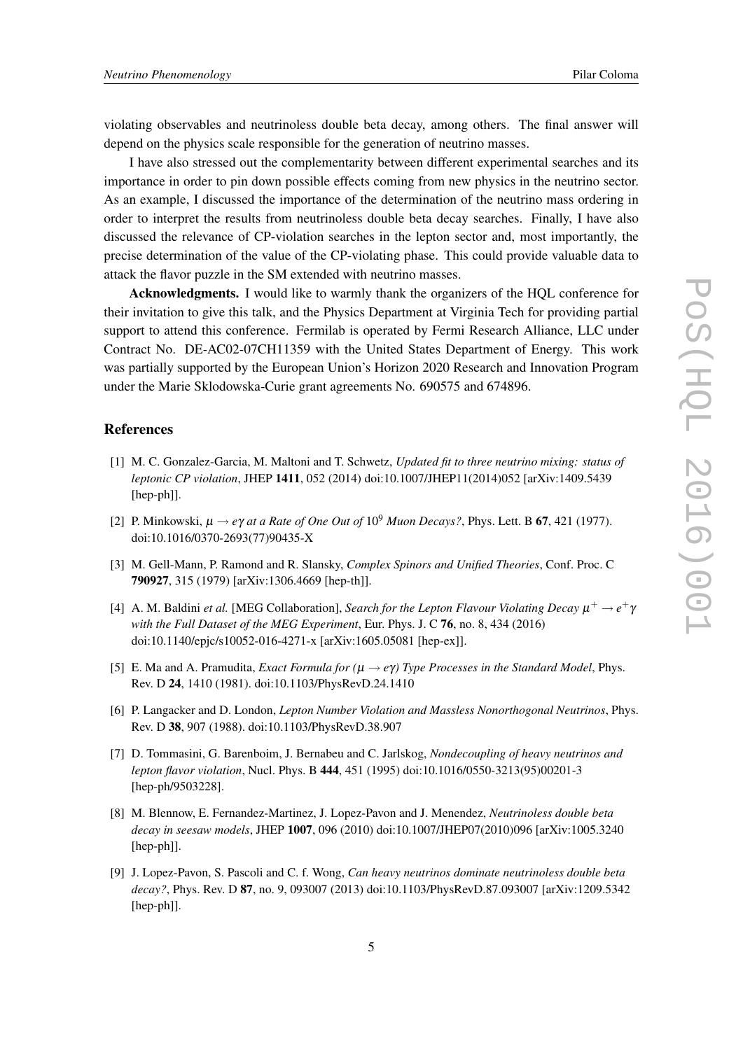violating observables and neutrinoless double beta decay, among others. The final answer will depend on the physics scale responsible for the generation of neutrino masses.

I have also stressed out the complementarity between different experimental searches and its importance in order to pin down possible effects coming from new physics in the neutrino sector. As an example, I discussed the importance of the determination of the neutrino mass ordering in order to interpret the results from neutrinoless double beta decay searches. Finally, I have also discussed the relevance of CP-violation searches in the lepton sector and, most importantly, the precise determination of the value of the CP-violating phase. This could provide valuable data to attack the flavor puzzle in the SM extended with neutrino masses.

**Acknowledgments.** I would like to warmly thank the organizers of the HQL conference for their invitation to give this talk, and the Physics Department at Virginia Tech for providing partial support to attend this conference. Fermilab is operated by Fermi Research Alliance, LLC under Contract No. DE-AC02-07CH11359 with the United States Department of Energy. This work was partially supported by the European Union's Horizon 2020 Research and Innovation Program under the Marie Sklodowska-Curie grant agreements No. 690575 and 674896.

## References

[1] M. C. Gonzalez-Garcia, M. Maltoni and T. Schwetz, *Updated fit to three neutrino mixing: status of leptonic CP violation*, JHEP **1411**, 052 (2014) doi:10.1007/JHEP11(2014)052 [arXiv:1409.5439 [hep-ph]].

[2] P. Minkowski, *$\mu \to e\gamma$ at a Rate of One Out of $10^9$ Muon Decays?*, Phys. Lett. B **67**, 421 (1977). doi:10.1016/0370-2693(77)90435-X

[3] M. Gell-Mann, P. Ramond and R. Slansky, *Complex Spinors and Unified Theories*, Conf. Proc. C **790927**, 315 (1979) [arXiv:1306.4669 [hep-th]].

[4] A. M. Baldini *et al.* [MEG Collaboration], *Search for the Lepton Flavour Violating Decay $\mu^+ \to e^+\gamma$ with the Full Dataset of the MEG Experiment*, Eur. Phys. J. C **76**, no. 8, 434 (2016) doi:10.1140/epjc/s10052-016-4271-x [arXiv:1605.05081 [hep-ex]].

[5] E. Ma and A. Pramudita, *Exact Formula for ($\mu \to e\gamma$) Type Processes in the Standard Model*, Phys. Rev. D **24**, 1410 (1981). doi:10.1103/PhysRevD.24.1410

[6] P. Langacker and D. London, *Lepton Number Violation and Massless Nonorthogonal Neutrinos*, Phys. Rev. D **38**, 907 (1988). doi:10.1103/PhysRevD.38.907

[7] D. Tommasini, G. Barenboim, J. Bernabeu and C. Jarlskog, *Nondecoupling of heavy neutrinos and lepton flavor violation*, Nucl. Phys. B **444**, 451 (1995) doi:10.1016/0550-3213(95)00201-3 [hep-ph/9503228].

[8] M. Blennow, E. Fernandez-Martinez, J. Lopez-Pavon and J. Menendez, *Neutrinoless double beta decay in seesaw models*, JHEP **1007**, 096 (2010) doi:10.1007/JHEP07(2010)096 [arXiv:1005.3240 [hep-ph]].

[9] J. Lopez-Pavon, S. Pascoli and C. f. Wong, *Can heavy neutrinos dominate neutrinoless double beta decay?*, Phys. Rev. D **87**, no. 9, 093007 (2013) doi:10.1103/PhysRevD.87.093007 [arXiv:1209.5342 [hep-ph]].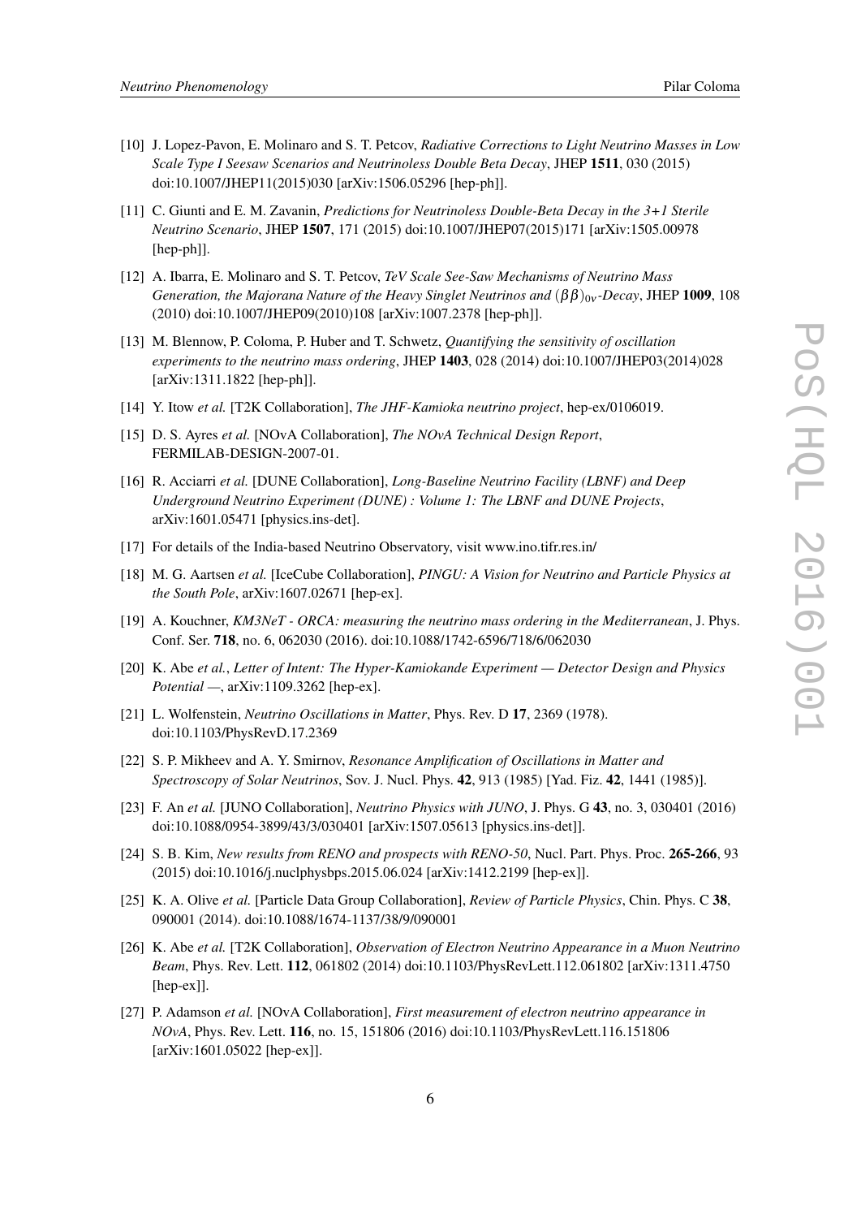[10] J. Lopez-Pavon, E. Molinaro and S. T. Petcov, *Radiative Corrections to Light Neutrino Masses in Low Scale Type I Seesaw Scenarios and Neutrinoless Double Beta Decay*, JHEP **1511**, 030 (2015) doi:10.1007/JHEP11(2015)030 [arXiv:1506.05296 [hep-ph]].

[11] C. Giunti and E. M. Zavanin, *Predictions for Neutrinoless Double-Beta Decay in the 3+1 Sterile Neutrino Scenario*, JHEP **1507**, 171 (2015) doi:10.1007/JHEP07(2015)171 [arXiv:1505.00978 [hep-ph]].

[12] A. Ibarra, E. Molinaro and S. T. Petcov, *TeV Scale See-Saw Mechanisms of Neutrino Mass Generation, the Majorana Nature of the Heavy Singlet Neutrinos and $(\beta\beta)_{0\nu}$-Decay*, JHEP **1009**, 108 (2010) doi:10.1007/JHEP09(2010)108 [arXiv:1007.2378 [hep-ph]].

[13] M. Blennow, P. Coloma, P. Huber and T. Schwetz, *Quantifying the sensitivity of oscillation experiments to the neutrino mass ordering*, JHEP **1403**, 028 (2014) doi:10.1007/JHEP03(2014)028 [arXiv:1311.1822 [hep-ph]].

[14] Y. Itow *et al.* [T2K Collaboration], *The JHF-Kamioka neutrino project*, hep-ex/0106019.

[15] D. S. Ayres *et al.* [NOvA Collaboration], *The NOvA Technical Design Report*, FERMILAB-DESIGN-2007-01.

[16] R. Acciarri *et al.* [DUNE Collaboration], *Long-Baseline Neutrino Facility (LBNF) and Deep Underground Neutrino Experiment (DUNE) : Volume 1: The LBNF and DUNE Projects*, arXiv:1601.05471 [physics.ins-det].

[17] For details of the India-based Neutrino Observatory, visit www.ino.tifr.res.in/

[18] M. G. Aartsen *et al.* [IceCube Collaboration], *PINGU: A Vision for Neutrino and Particle Physics at the South Pole*, arXiv:1607.02671 [hep-ex].

[19] A. Kouchner, *KM3NeT - ORCA: measuring the neutrino mass ordering in the Mediterranean*, J. Phys. Conf. Ser. **718**, no. 6, 062030 (2016). doi:10.1088/1742-6596/718/6/062030

[20] K. Abe *et al.*, *Letter of Intent: The Hyper-Kamiokande Experiment — Detector Design and Physics Potential —*, arXiv:1109.3262 [hep-ex].

[21] L. Wolfenstein, *Neutrino Oscillations in Matter*, Phys. Rev. D **17**, 2369 (1978). doi:10.1103/PhysRevD.17.2369

[22] S. P. Mikheev and A. Y. Smirnov, *Resonance Amplification of Oscillations in Matter and Spectroscopy of Solar Neutrinos*, Sov. J. Nucl. Phys. **42**, 913 (1985) [Yad. Fiz. **42**, 1441 (1985)].

[23] F. An *et al.* [JUNO Collaboration], *Neutrino Physics with JUNO*, J. Phys. G **43**, no. 3, 030401 (2016) doi:10.1088/0954-3899/43/3/030401 [arXiv:1507.05613 [physics.ins-det]].

[24] S. B. Kim, *New results from RENO and prospects with RENO-50*, Nucl. Part. Phys. Proc. **265-266**, 93 (2015) doi:10.1016/j.nuclphysbps.2015.06.024 [arXiv:1412.2199 [hep-ex]].

[25] K. A. Olive *et al.* [Particle Data Group Collaboration], *Review of Particle Physics*, Chin. Phys. C **38**, 090001 (2014). doi:10.1088/1674-1137/38/9/090001

[26] K. Abe *et al.* [T2K Collaboration], *Observation of Electron Neutrino Appearance in a Muon Neutrino Beam*, Phys. Rev. Lett. **112**, 061802 (2014) doi:10.1103/PhysRevLett.112.061802 [arXiv:1311.4750 [hep-ex]].

[27] P. Adamson *et al.* [NOvA Collaboration], *First measurement of electron neutrino appearance in NOvA*, Phys. Rev. Lett. **116**, no. 15, 151806 (2016) doi:10.1103/PhysRevLett.116.151806 [arXiv:1601.05022 [hep-ex]].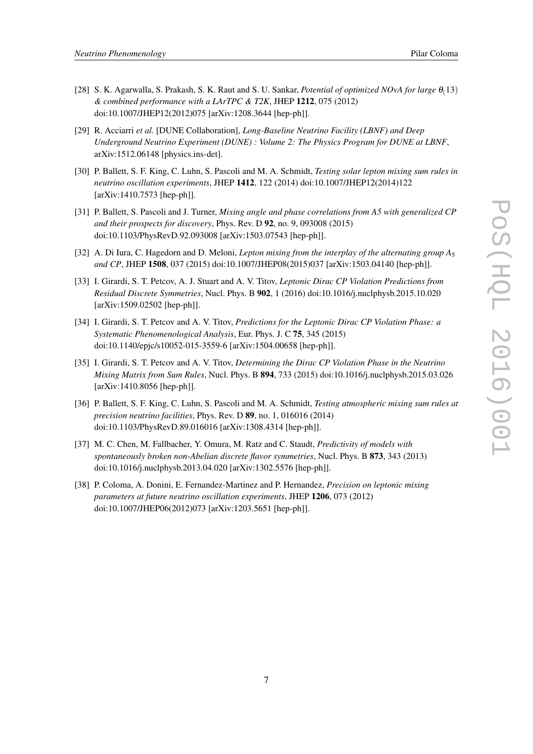[28] S. K. Agarwalla, S. Prakash, S. K. Raut and S. U. Sankar, *Potential of optimized NOvA for large $\theta_(13)$ & combined performance with a LArTPC & T2K*, JHEP **1212**, 075 (2012) doi:10.1007/JHEP12(2012)075 [arXiv:1208.3644 [hep-ph]].

[29] R. Acciarri *et al.* [DUNE Collaboration], *Long-Baseline Neutrino Facility (LBNF) and Deep Underground Neutrino Experiment (DUNE) : Volume 2: The Physics Program for DUNE at LBNF*, arXiv:1512.06148 [physics.ins-det].

[30] P. Ballett, S. F. King, C. Luhn, S. Pascoli and M. A. Schmidt, *Testing solar lepton mixing sum rules in neutrino oscillation experiments*, JHEP **1412**, 122 (2014) doi:10.1007/JHEP12(2014)122 [arXiv:1410.7573 [hep-ph]].

[31] P. Ballett, S. Pascoli and J. Turner, *Mixing angle and phase correlations from A5 with generalized CP and their prospects for discovery*, Phys. Rev. D **92**, no. 9, 093008 (2015) doi:10.1103/PhysRevD.92.093008 [arXiv:1503.07543 [hep-ph]].

[32] A. Di Iura, C. Hagedorn and D. Meloni, *Lepton mixing from the interplay of the alternating group $A_5$ and CP*, JHEP **1508**, 037 (2015) doi:10.1007/JHEP08(2015)037 [arXiv:1503.04140 [hep-ph]].

[33] I. Girardi, S. T. Petcov, A. J. Stuart and A. V. Titov, *Leptonic Dirac CP Violation Predictions from Residual Discrete Symmetries*, Nucl. Phys. B **902**, 1 (2016) doi:10.1016/j.nuclphysb.2015.10.020 [arXiv:1509.02502 [hep-ph]].

[34] I. Girardi, S. T. Petcov and A. V. Titov, *Predictions for the Leptonic Dirac CP Violation Phase: a Systematic Phenomenological Analysis*, Eur. Phys. J. C **75**, 345 (2015) doi:10.1140/epjc/s10052-015-3559-6 [arXiv:1504.00658 [hep-ph]].

[35] I. Girardi, S. T. Petcov and A. V. Titov, *Determining the Dirac CP Violation Phase in the Neutrino Mixing Matrix from Sum Rules*, Nucl. Phys. B **894**, 733 (2015) doi:10.1016/j.nuclphysb.2015.03.026 [arXiv:1410.8056 [hep-ph]].

[36] P. Ballett, S. F. King, C. Luhn, S. Pascoli and M. A. Schmidt, *Testing atmospheric mixing sum rules at precision neutrino facilities*, Phys. Rev. D **89**, no. 1, 016016 (2014) doi:10.1103/PhysRevD.89.016016 [arXiv:1308.4314 [hep-ph]].

[37] M. C. Chen, M. Fallbacher, Y. Omura, M. Ratz and C. Staudt, *Predictivity of models with spontaneously broken non-Abelian discrete flavor symmetries*, Nucl. Phys. B **873**, 343 (2013) doi:10.1016/j.nuclphysb.2013.04.020 [arXiv:1302.5576 [hep-ph]].

[38] P. Coloma, A. Donini, E. Fernandez-Martinez and P. Hernandez, *Precision on leptonic mixing parameters at future neutrino oscillation experiments*, JHEP **1206**, 073 (2012) doi:10.1007/JHEP06(2012)073 [arXiv:1203.5651 [hep-ph]].